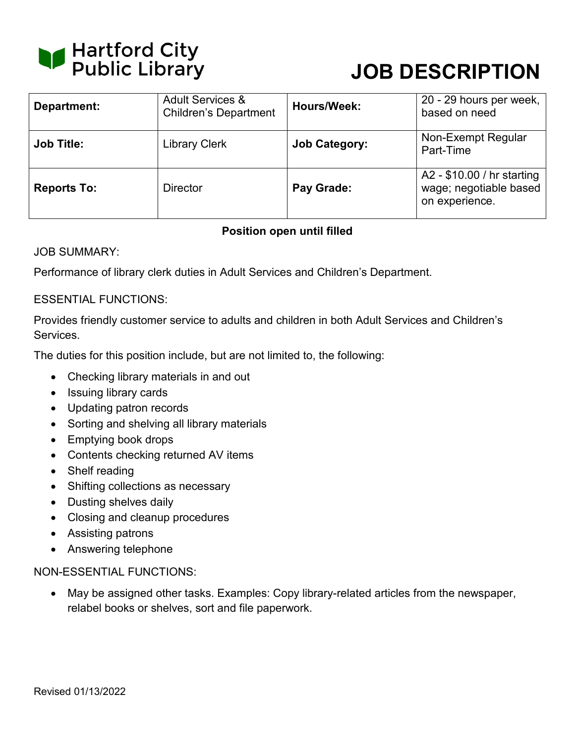Hartford City Public Library

# JOB DESCRIPTION

| | | | |
|---|---|---|---|
| **Department:** | Adult Services & Children's Department | **Hours/Week:** | 20 - 29 hours per week, based on need |
| **Job Title:** | Library Clerk | **Job Category:** | Non-Exempt Regular Part-Time |
| **Reports To:** | Director | **Pay Grade:** | A2 - $10.00 / hr starting wage; negotiable based on experience. |

**Position open until filled**

JOB SUMMARY:

Performance of library clerk duties in Adult Services and Children's Department.

ESSENTIAL FUNCTIONS:

Provides friendly customer service to adults and children in both Adult Services and Children's Services.

The duties for this position include, but are not limited to, the following:

- Checking library materials in and out
- Issuing library cards
- Updating patron records
- Sorting and shelving all library materials
- Emptying book drops
- Contents checking returned AV items
- Shelf reading
- Shifting collections as necessary
- Dusting shelves daily
- Closing and cleanup procedures
- Assisting patrons
- Answering telephone

NON-ESSENTIAL FUNCTIONS:

- May be assigned other tasks. Examples: Copy library-related articles from the newspaper, relabel books or shelves, sort and file paperwork.

Revised 01/13/2022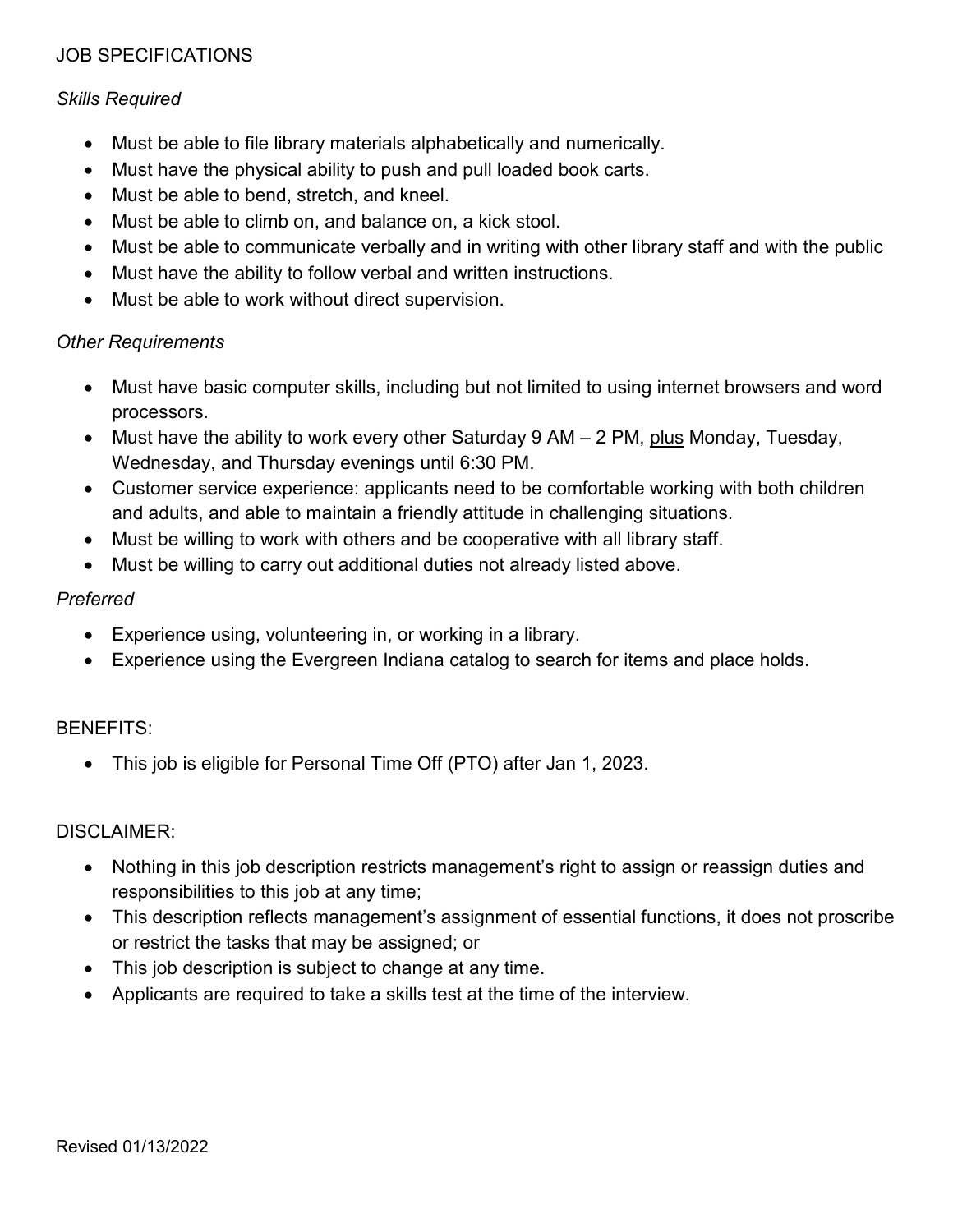JOB SPECIFICATIONS

*Skills Required*

- Must be able to file library materials alphabetically and numerically.
- Must have the physical ability to push and pull loaded book carts.
- Must be able to bend, stretch, and kneel.
- Must be able to climb on, and balance on, a kick stool.
- Must be able to communicate verbally and in writing with other library staff and with the public
- Must have the ability to follow verbal and written instructions.
- Must be able to work without direct supervision.

*Other Requirements*

- Must have basic computer skills, including but not limited to using internet browsers and word processors.
- Must have the ability to work every other Saturday 9 AM – 2 PM, <u>plus</u> Monday, Tuesday, Wednesday, and Thursday evenings until 6:30 PM.
- Customer service experience: applicants need to be comfortable working with both children and adults, and able to maintain a friendly attitude in challenging situations.
- Must be willing to work with others and be cooperative with all library staff.
- Must be willing to carry out additional duties not already listed above.

*Preferred*

- Experience using, volunteering in, or working in a library.
- Experience using the Evergreen Indiana catalog to search for items and place holds.

BENEFITS:

- This job is eligible for Personal Time Off (PTO) after Jan 1, 2023.

DISCLAIMER:

- Nothing in this job description restricts management's right to assign or reassign duties and responsibilities to this job at any time;
- This description reflects management's assignment of essential functions, it does not proscribe or restrict the tasks that may be assigned; or
- This job description is subject to change at any time.
- Applicants are required to take a skills test at the time of the interview.

Revised 01/13/2022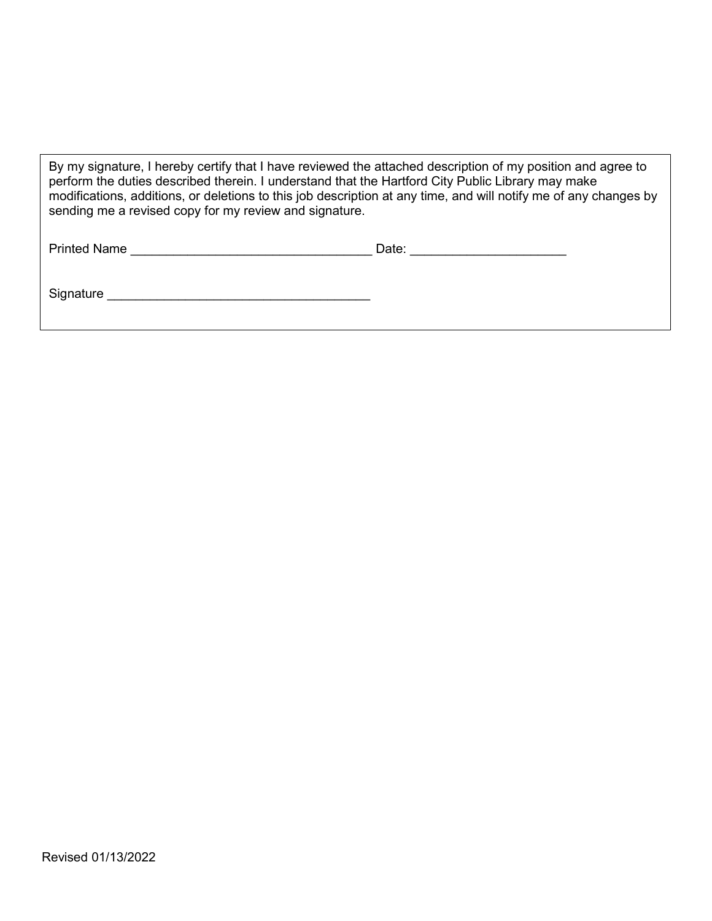By my signature, I hereby certify that I have reviewed the attached description of my position and agree to perform the duties described therein. I understand that the Hartford City Public Library may make modifications, additions, or deletions to this job description at any time, and will notify me of any changes by sending me a revised copy for my review and signature.

Printed Name ___________________________________ Date: ______________________

Signature ______________________________________

Revised 01/13/2022